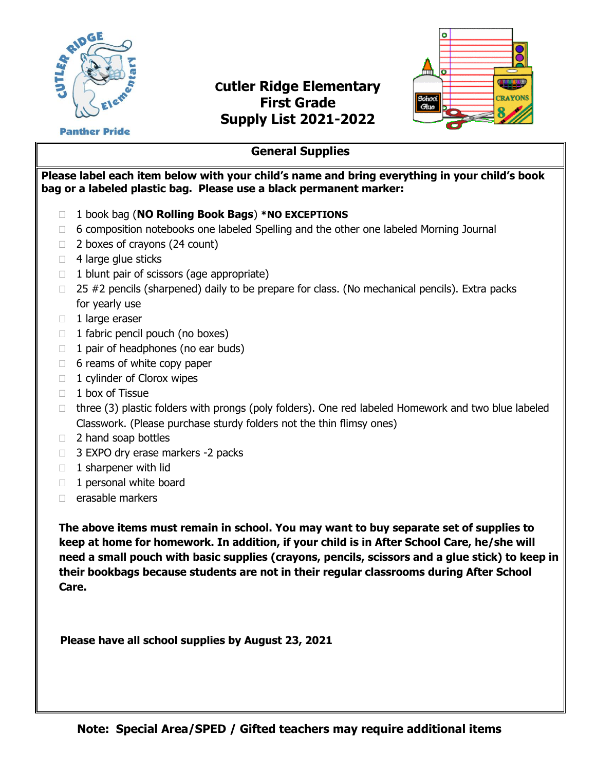Panther Pride

# Cutler Ridge Elementary
# First Grade
# Supply List 2021-2022

## General Supplies

**Please label each item below with your child's name and bring everything in your child's book bag or a labeled plastic bag. Please use a black permanent marker:**

- 1 book bag (**NO Rolling Book Bags**) ***NO EXCEPTIONS**
- 6 composition notebooks one labeled Spelling and the other one labeled Morning Journal
- 2 boxes of crayons (24 count)
- 4 large glue sticks
- 1 blunt pair of scissors (age appropriate)
- 25 #2 pencils (sharpened) daily to be prepare for class. (No mechanical pencils). Extra packs for yearly use
- 1 large eraser
- 1 fabric pencil pouch (no boxes)
- 1 pair of headphones (no ear buds)
- 6 reams of white copy paper
- 1 cylinder of Clorox wipes
- 1 box of Tissue
- three (3) plastic folders with prongs (poly folders). One red labeled Homework and two blue labeled Classwork. (Please purchase sturdy folders not the thin flimsy ones)
- 2 hand soap bottles
- 3 EXPO dry erase markers -2 packs
- 1 sharpener with lid
- 1 personal white board
- erasable markers

**The above items must remain in school. You may want to buy separate set of supplies to keep at home for homework. In addition, if your child is in After School Care, he/she will need a small pouch with basic supplies (crayons, pencils, scissors and a glue stick) to keep in their bookbags because students are not in their regular classrooms during After School Care.**

**Please have all school supplies by August 23, 2021**

**Note: Special Area/SPED / Gifted teachers may require additional items**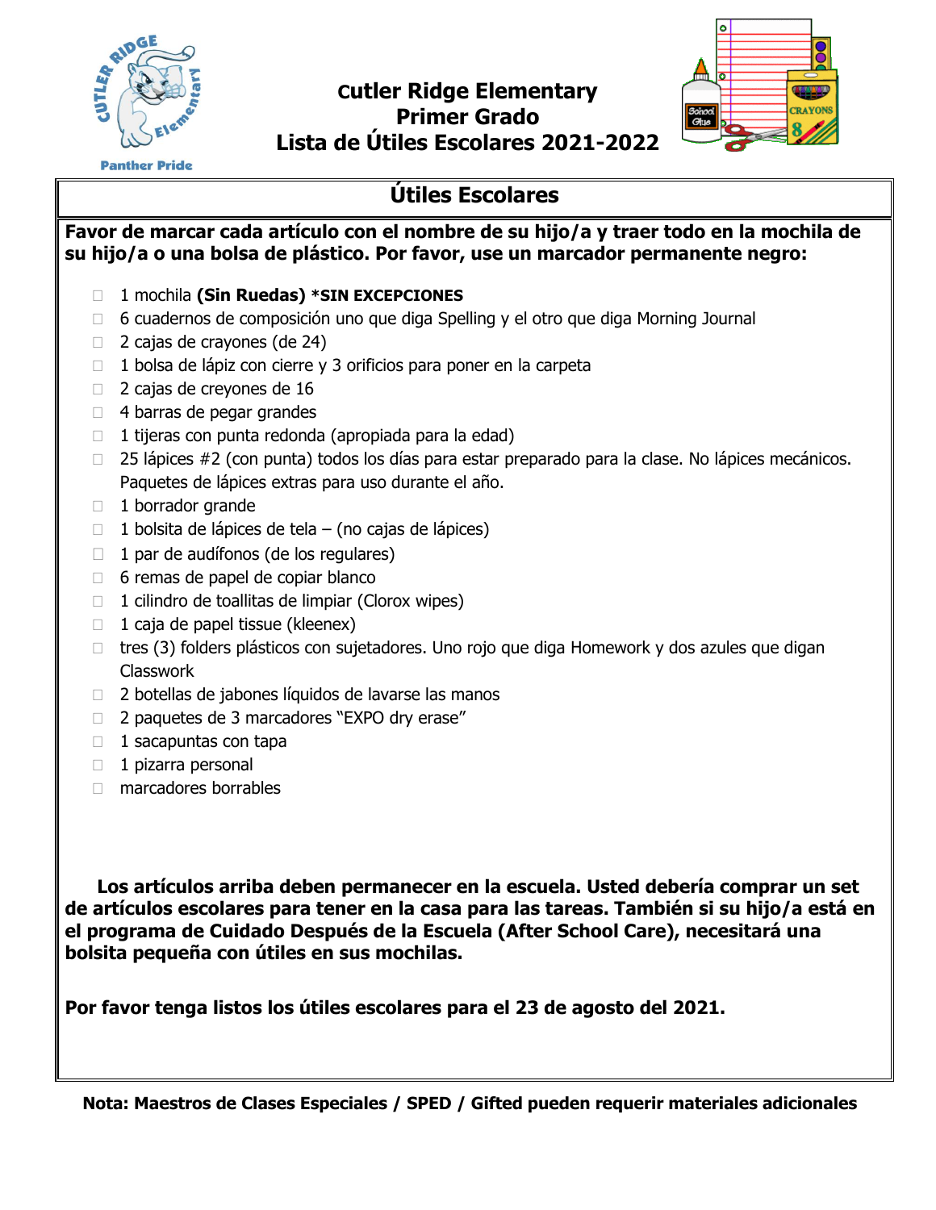# Cutler Ridge Elementary
## Primer Grado
## Lista de Útiles Escolares 2021-2022

Panther Pride

## Útiles Escolares

**Favor de marcar cada artículo con el nombre de su hijo/a y traer todo en la mochila de su hijo/a o una bolsa de plástico. Por favor, use un marcador permanente negro:**

- ☐ 1 mochila **(Sin Ruedas) *SIN EXCEPCIONES**
- ☐ 6 cuadernos de composición uno que diga Spelling y el otro que diga Morning Journal
- ☐ 2 cajas de crayones (de 24)
- ☐ 1 bolsa de lápiz con cierre y 3 orificios para poner en la carpeta
- ☐ 2 cajas de creyones de 16
- ☐ 4 barras de pegar grandes
- ☐ 1 tijeras con punta redonda (apropiada para la edad)
- ☐ 25 lápices #2 (con punta) todos los días para estar preparado para la clase. No lápices mecánicos. Paquetes de lápices extras para uso durante el año.
- ☐ 1 borrador grande
- ☐ 1 bolsita de lápices de tela – (no cajas de lápices)
- ☐ 1 par de audífonos (de los regulares)
- ☐ 6 remas de papel de copiar blanco
- ☐ 1 cilindro de toallitas de limpiar (Clorox wipes)
- ☐ 1 caja de papel tissue (kleenex)
- ☐ tres (3) folders plásticos con sujetadores. Uno rojo que diga Homework y dos azules que digan Classwork
- ☐ 2 botellas de jabones líquidos de lavarse las manos
- ☐ 2 paquetes de 3 marcadores "EXPO dry erase"
- ☐ 1 sacapuntas con tapa
- ☐ 1 pizarra personal
- ☐ marcadores borrables

**Los artículos arriba deben permanecer en la escuela. Usted debería comprar un set de artículos escolares para tener en la casa para las tareas. También si su hijo/a está en el programa de Cuidado Después de la Escuela (After School Care), necesitará una bolsita pequeña con útiles en sus mochilas.**

**Por favor tenga listos los útiles escolares para el 23 de agosto del 2021.**

**Nota: Maestros de Clases Especiales / SPED / Gifted pueden requerir materiales adicionales**